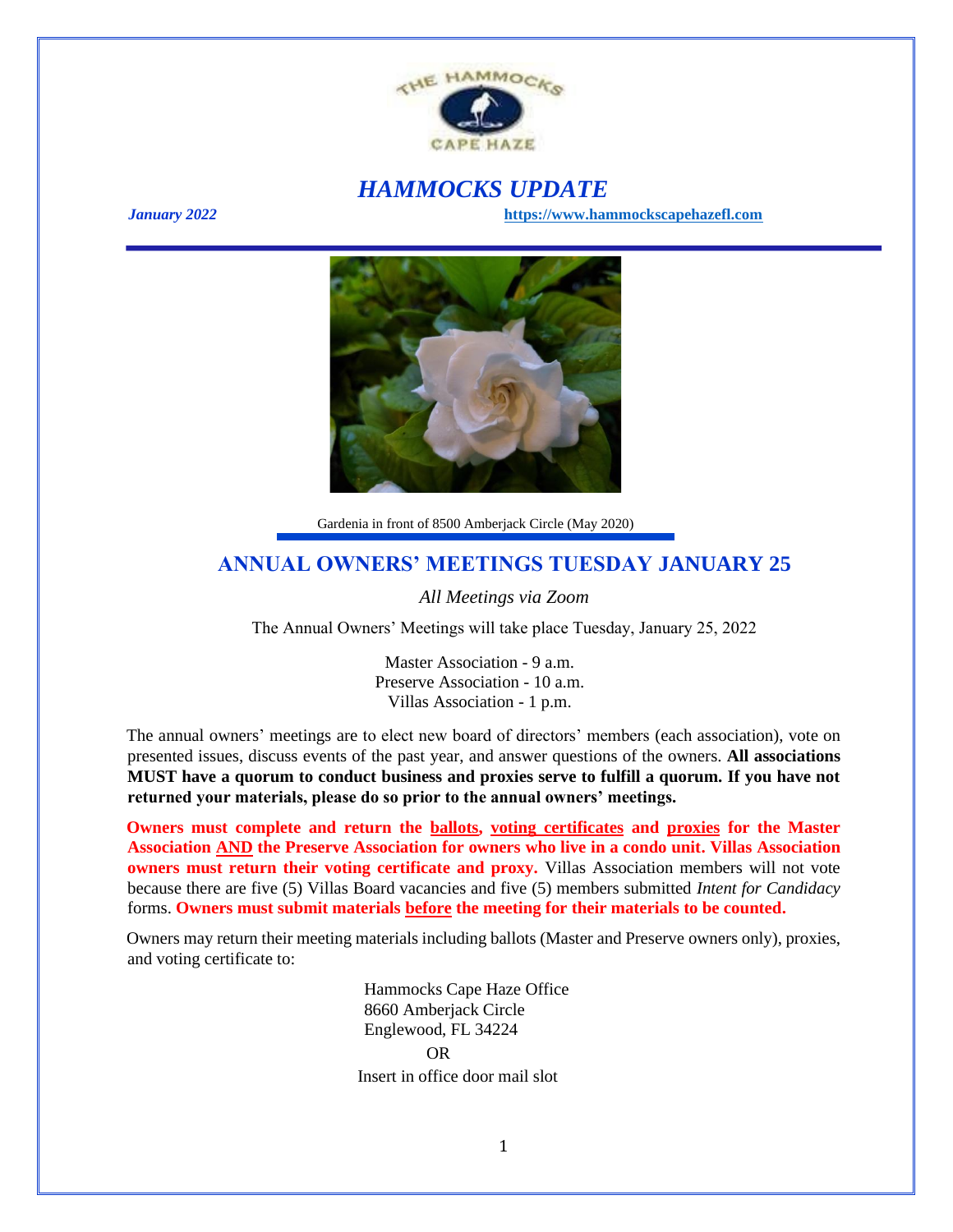# *HAMMOCKS UPDATE*

***January 2022*** **https://www.hammockscapehazefl.com**

Gardenia in front of 8500 Amberjack Circle (May 2020)

## ANNUAL OWNERS' MEETINGS TUESDAY JANUARY 25

*All Meetings via Zoom*

The Annual Owners' Meetings will take place Tuesday, January 25, 2022

Master Association - 9 a.m.
Preserve Association - 10 a.m.
Villas Association - 1 p.m.

The annual owners' meetings are to elect new board of directors' members (each association), vote on presented issues, discuss events of the past year, and answer questions of the owners. **All associations MUST have a quorum to conduct business and proxies serve to fulfill a quorum. If you have not returned your materials, please do so prior to the annual owners' meetings.**

**Owners must complete and return the ballots, voting certificates and proxies for the Master Association AND the Preserve Association for owners who live in a condo unit. Villas Association owners must return their voting certificate and proxy.** Villas Association members will not vote because there are five (5) Villas Board vacancies and five (5) members submitted *Intent for Candidacy* forms. **Owners must submit materials before the meeting for their materials to be counted.**

Owners may return their meeting materials including ballots (Master and Preserve owners only), proxies, and voting certificate to:

Hammocks Cape Haze Office
8660 Amberjack Circle
Englewood, FL 34224

OR

Insert in office door mail slot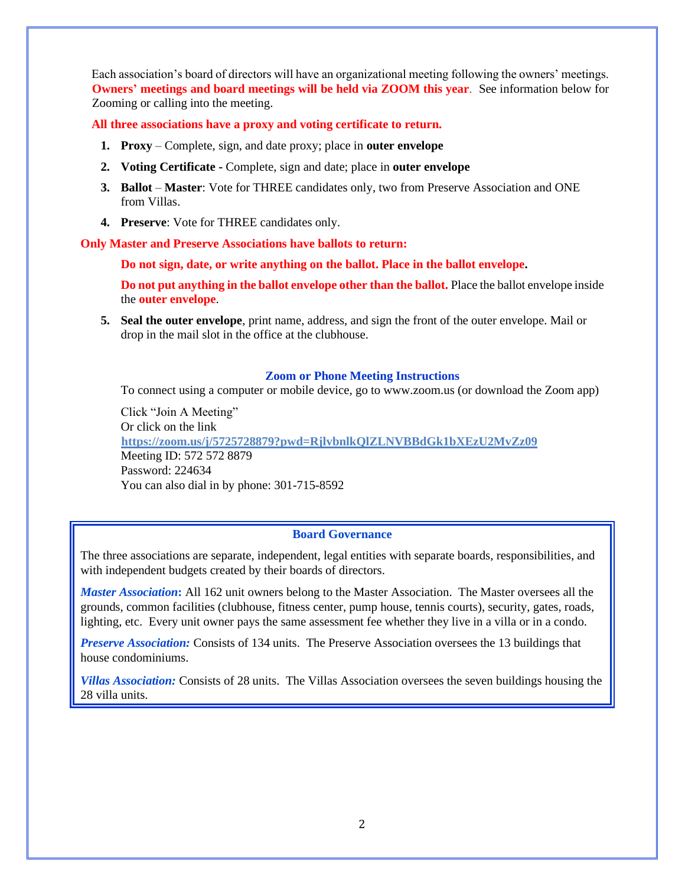Each association's board of directors will have an organizational meeting following the owners' meetings. **Owners' meetings and board meetings will be held via ZOOM this year**. See information below for Zooming or calling into the meeting.

**All three associations have a proxy and voting certificate to return.**

1. **Proxy** – Complete, sign, and date proxy; place in **outer envelope**
2. **Voting Certificate -** Complete, sign and date; place in **outer envelope**
3. **Ballot** – **Master**: Vote for THREE candidates only, two from Preserve Association and ONE from Villas.
4. **Preserve**: Vote for THREE candidates only.

**Only Master and Preserve Associations have ballots to return:**

**Do not sign, date, or write anything on the ballot. Place in the ballot envelope.**

**Do not put anything in the ballot envelope other than the ballot.** Place the ballot envelope inside the **outer envelope**.

5. **Seal the outer envelope**, print name, address, and sign the front of the outer envelope. Mail or drop in the mail slot in the office at the clubhouse.

### Zoom or Phone Meeting Instructions

To connect using a computer or mobile device, go to www.zoom.us (or download the Zoom app)

Click "Join A Meeting"
Or click on the link
**https://zoom.us/j/5725728879?pwd=RjlvbnlkQlZLNVBBdGk1bXEzU2MvZz09**
Meeting ID: 572 572 8879
Password: 224634
You can also dial in by phone: 301-715-8592

### Board Governance

The three associations are separate, independent, legal entities with separate boards, responsibilities, and with independent budgets created by their boards of directors.

***Master Association*****:** All 162 unit owners belong to the Master Association. The Master oversees all the grounds, common facilities (clubhouse, fitness center, pump house, tennis courts), security, gates, roads, lighting, etc. Every unit owner pays the same assessment fee whether they live in a villa or in a condo.

***Preserve Association:*** Consists of 134 units. The Preserve Association oversees the 13 buildings that house condominiums.

***Villas Association:*** Consists of 28 units. The Villas Association oversees the seven buildings housing the 28 villa units.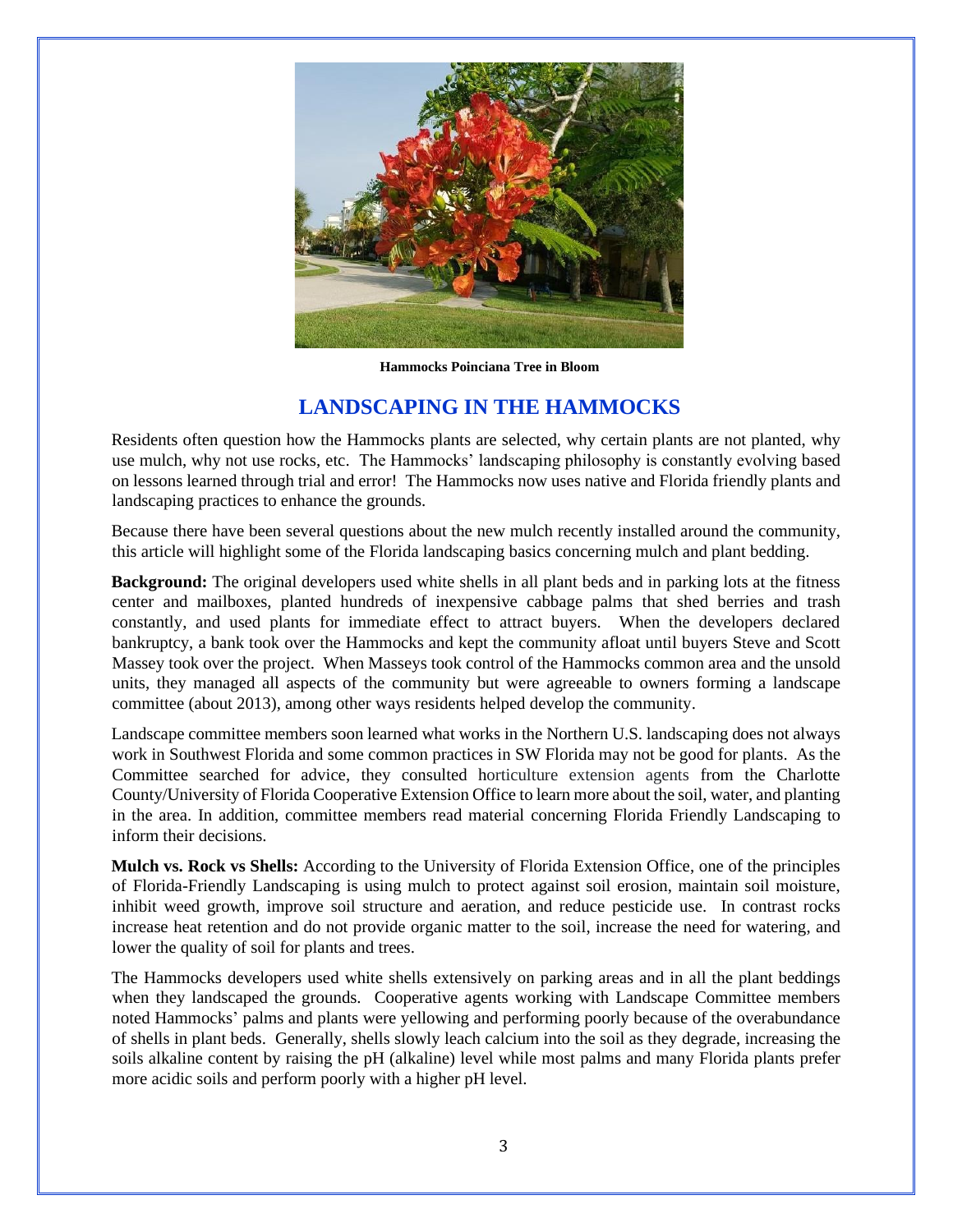Hammocks Poinciana Tree in Bloom

## LANDSCAPING IN THE HAMMOCKS

Residents often question how the Hammocks plants are selected, why certain plants are not planted, why use mulch, why not use rocks, etc. The Hammocks' landscaping philosophy is constantly evolving based on lessons learned through trial and error! The Hammocks now uses native and Florida friendly plants and landscaping practices to enhance the grounds.

Because there have been several questions about the new mulch recently installed around the community, this article will highlight some of the Florida landscaping basics concerning mulch and plant bedding.

**Background:** The original developers used white shells in all plant beds and in parking lots at the fitness center and mailboxes, planted hundreds of inexpensive cabbage palms that shed berries and trash constantly, and used plants for immediate effect to attract buyers. When the developers declared bankruptcy, a bank took over the Hammocks and kept the community afloat until buyers Steve and Scott Massey took over the project. When Masseys took control of the Hammocks common area and the unsold units, they managed all aspects of the community but were agreeable to owners forming a landscape committee (about 2013), among other ways residents helped develop the community.

Landscape committee members soon learned what works in the Northern U.S. landscaping does not always work in Southwest Florida and some common practices in SW Florida may not be good for plants. As the Committee searched for advice, they consulted horticulture extension agents from the Charlotte County/University of Florida Cooperative Extension Office to learn more about the soil, water, and planting in the area. In addition, committee members read material concerning Florida Friendly Landscaping to inform their decisions.

**Mulch vs. Rock vs Shells:** According to the University of Florida Extension Office, one of the principles of Florida-Friendly Landscaping is using mulch to protect against soil erosion, maintain soil moisture, inhibit weed growth, improve soil structure and aeration, and reduce pesticide use. In contrast rocks increase heat retention and do not provide organic matter to the soil, increase the need for watering, and lower the quality of soil for plants and trees.

The Hammocks developers used white shells extensively on parking areas and in all the plant beddings when they landscaped the grounds. Cooperative agents working with Landscape Committee members noted Hammocks' palms and plants were yellowing and performing poorly because of the overabundance of shells in plant beds. Generally, shells slowly leach calcium into the soil as they degrade, increasing the soils alkaline content by raising the pH (alkaline) level while most palms and many Florida plants prefer more acidic soils and perform poorly with a higher pH level.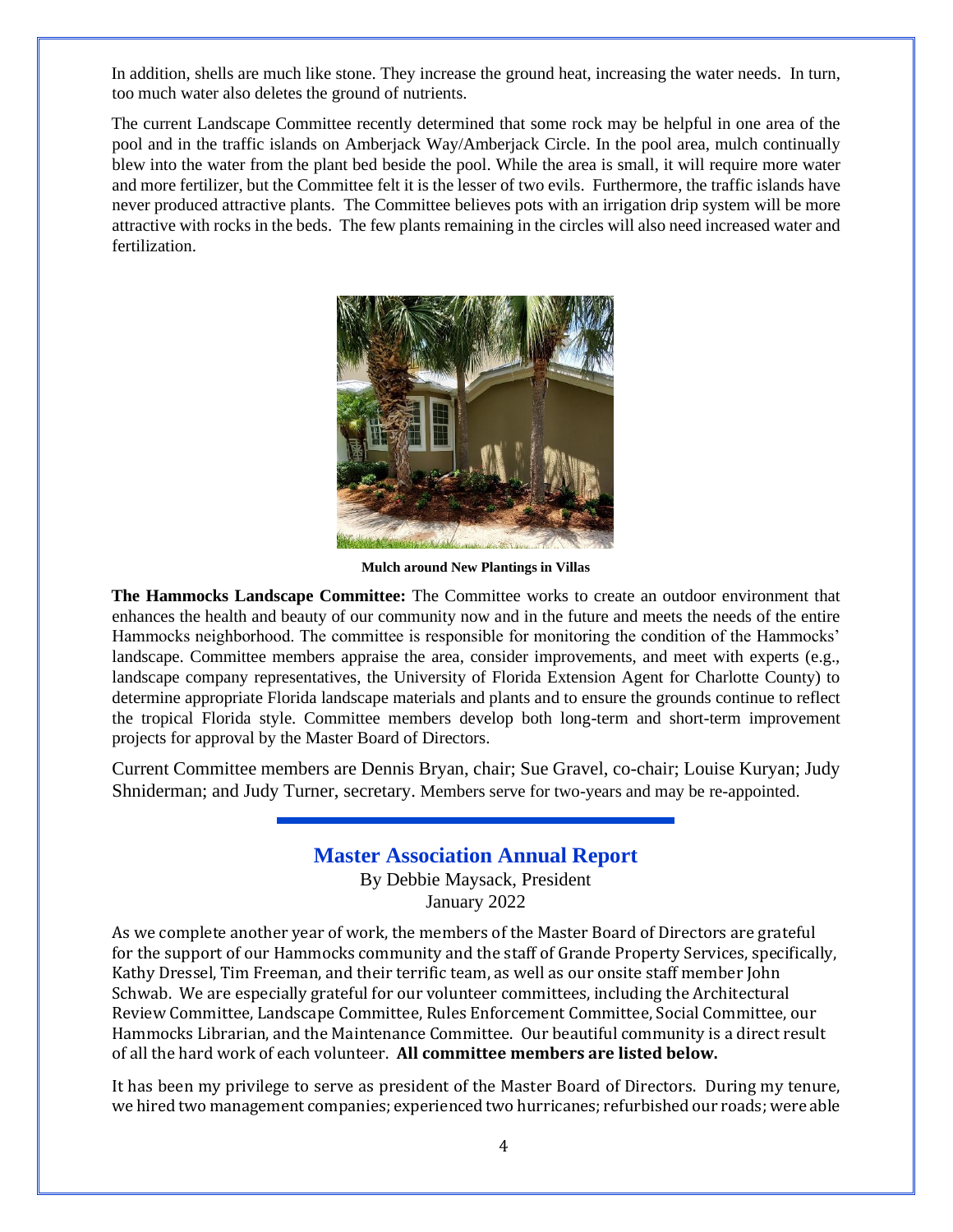In addition, shells are much like stone. They increase the ground heat, increasing the water needs. In turn, too much water also deletes the ground of nutrients.

The current Landscape Committee recently determined that some rock may be helpful in one area of the pool and in the traffic islands on Amberjack Way/Amberjack Circle. In the pool area, mulch continually blew into the water from the plant bed beside the pool. While the area is small, it will require more water and more fertilizer, but the Committee felt it is the lesser of two evils. Furthermore, the traffic islands have never produced attractive plants. The Committee believes pots with an irrigation drip system will be more attractive with rocks in the beds. The few plants remaining in the circles will also need increased water and fertilization.

**Mulch around New Plantings in Villas**

**The Hammocks Landscape Committee:** The Committee works to create an outdoor environment that enhances the health and beauty of our community now and in the future and meets the needs of the entire Hammocks neighborhood. The committee is responsible for monitoring the condition of the Hammocks' landscape. Committee members appraise the area, consider improvements, and meet with experts (e.g., landscape company representatives, the University of Florida Extension Agent for Charlotte County) to determine appropriate Florida landscape materials and plants and to ensure the grounds continue to reflect the tropical Florida style. Committee members develop both long-term and short-term improvement projects for approval by the Master Board of Directors.

Current Committee members are Dennis Bryan, chair; Sue Gravel, co-chair; Louise Kuryan; Judy Shniderman; and Judy Turner, secretary. Members serve for two-years and may be re-appointed.

## Master Association Annual Report

By Debbie Maysack, President
January 2022

As we complete another year of work, the members of the Master Board of Directors are grateful for the support of our Hammocks community and the staff of Grande Property Services, specifically, Kathy Dressel, Tim Freeman, and their terrific team, as well as our onsite staff member John Schwab. We are especially grateful for our volunteer committees, including the Architectural Review Committee, Landscape Committee, Rules Enforcement Committee, Social Committee, our Hammocks Librarian, and the Maintenance Committee. Our beautiful community is a direct result of all the hard work of each volunteer. **All committee members are listed below.**

It has been my privilege to serve as president of the Master Board of Directors. During my tenure, we hired two management companies; experienced two hurricanes; refurbished our roads; were able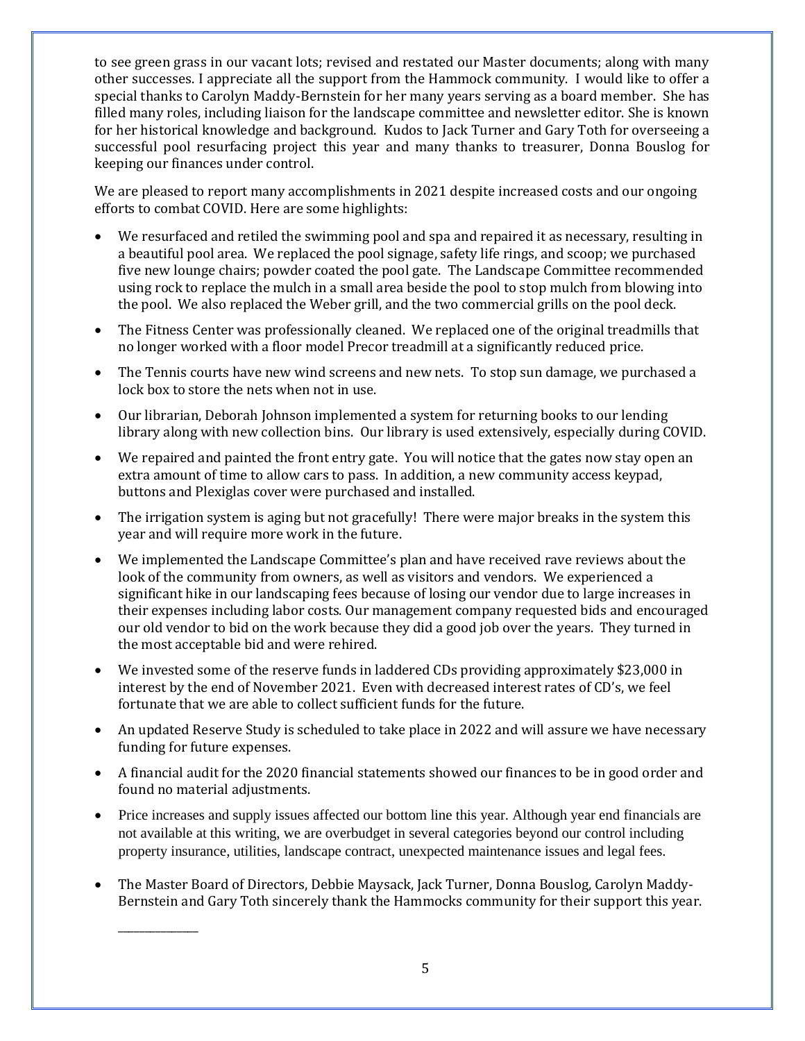to see green grass in our vacant lots; revised and restated our Master documents; along with many other successes. I appreciate all the support from the Hammock community. I would like to offer a special thanks to Carolyn Maddy-Bernstein for her many years serving as a board member. She has filled many roles, including liaison for the landscape committee and newsletter editor. She is known for her historical knowledge and background. Kudos to Jack Turner and Gary Toth for overseeing a successful pool resurfacing project this year and many thanks to treasurer, Donna Bouslog for keeping our finances under control.

We are pleased to report many accomplishments in 2021 despite increased costs and our ongoing efforts to combat COVID. Here are some highlights:

- We resurfaced and retiled the swimming pool and spa and repaired it as necessary, resulting in a beautiful pool area. We replaced the pool signage, safety life rings, and scoop; we purchased five new lounge chairs; powder coated the pool gate. The Landscape Committee recommended using rock to replace the mulch in a small area beside the pool to stop mulch from blowing into the pool. We also replaced the Weber grill, and the two commercial grills on the pool deck.
- The Fitness Center was professionally cleaned. We replaced one of the original treadmills that no longer worked with a floor model Precor treadmill at a significantly reduced price.
- The Tennis courts have new wind screens and new nets. To stop sun damage, we purchased a lock box to store the nets when not in use.
- Our librarian, Deborah Johnson implemented a system for returning books to our lending library along with new collection bins. Our library is used extensively, especially during COVID.
- We repaired and painted the front entry gate. You will notice that the gates now stay open an extra amount of time to allow cars to pass. In addition, a new community access keypad, buttons and Plexiglas cover were purchased and installed.
- The irrigation system is aging but not gracefully! There were major breaks in the system this year and will require more work in the future.
- We implemented the Landscape Committee's plan and have received rave reviews about the look of the community from owners, as well as visitors and vendors. We experienced a significant hike in our landscaping fees because of losing our vendor due to large increases in their expenses including labor costs. Our management company requested bids and encouraged our old vendor to bid on the work because they did a good job over the years. They turned in the most acceptable bid and were rehired.
- We invested some of the reserve funds in laddered CDs providing approximately $23,000 in interest by the end of November 2021. Even with decreased interest rates of CD's, we feel fortunate that we are able to collect sufficient funds for the future.
- An updated Reserve Study is scheduled to take place in 2022 and will assure we have necessary funding for future expenses.
- A financial audit for the 2020 financial statements showed our finances to be in good order and found no material adjustments.
- Price increases and supply issues affected our bottom line this year. Although year end financials are not available at this writing, we are overbudget in several categories beyond our control including property insurance, utilities, landscape contract, unexpected maintenance issues and legal fees.
- The Master Board of Directors, Debbie Maysack, Jack Turner, Donna Bouslog, Carolyn Maddy-Bernstein and Gary Toth sincerely thank the Hammocks community for their support this year.

_______________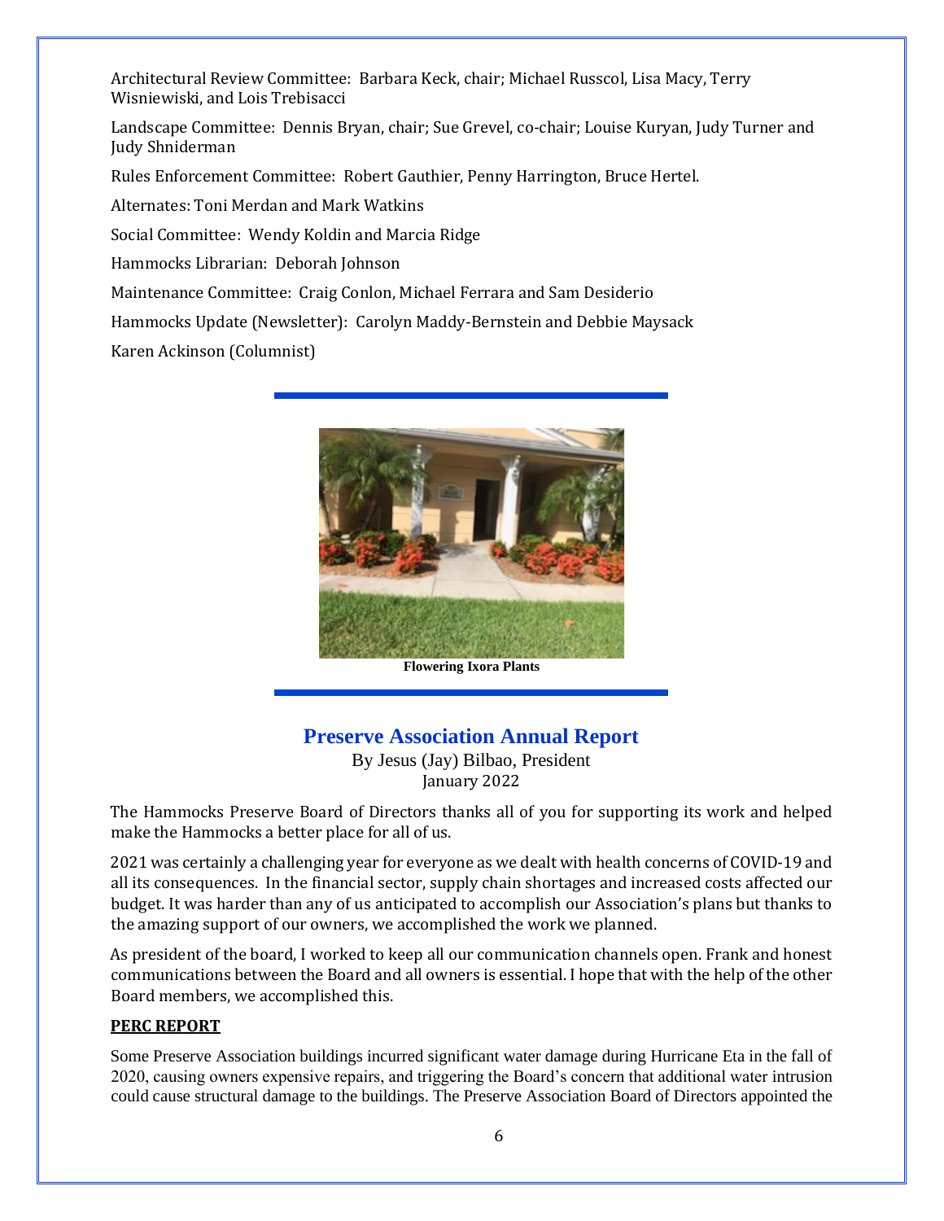Architectural Review Committee: Barbara Keck, chair; Michael Russcol, Lisa Macy, Terry Wisniewiski, and Lois Trebisacci

Landscape Committee: Dennis Bryan, chair; Sue Grevel, co-chair; Louise Kuryan, Judy Turner and Judy Shniderman

Rules Enforcement Committee: Robert Gauthier, Penny Harrington, Bruce Hertel.

Alternates: Toni Merdan and Mark Watkins

Social Committee: Wendy Koldin and Marcia Ridge

Hammocks Librarian: Deborah Johnson

Maintenance Committee: Craig Conlon, Michael Ferrara and Sam Desiderio

Hammocks Update (Newsletter): Carolyn Maddy-Bernstein and Debbie Maysack

Karen Ackinson (Columnist)

---

**Flowering Ixora Plants**

---

## Preserve Association Annual Report

By Jesus (Jay) Bilbao, President
January 2022

The Hammocks Preserve Board of Directors thanks all of you for supporting its work and helped make the Hammocks a better place for all of us.

2021 was certainly a challenging year for everyone as we dealt with health concerns of COVID-19 and all its consequences. In the financial sector, supply chain shortages and increased costs affected our budget. It was harder than any of us anticipated to accomplish our Association's plans but thanks to the amazing support of our owners, we accomplished the work we planned.

As president of the board, I worked to keep all our communication channels open. Frank and honest communications between the Board and all owners is essential. I hope that with the help of the other Board members, we accomplished this.

**PERC REPORT**

Some Preserve Association buildings incurred significant water damage during Hurricane Eta in the fall of 2020, causing owners expensive repairs, and triggering the Board's concern that additional water intrusion could cause structural damage to the buildings. The Preserve Association Board of Directors appointed the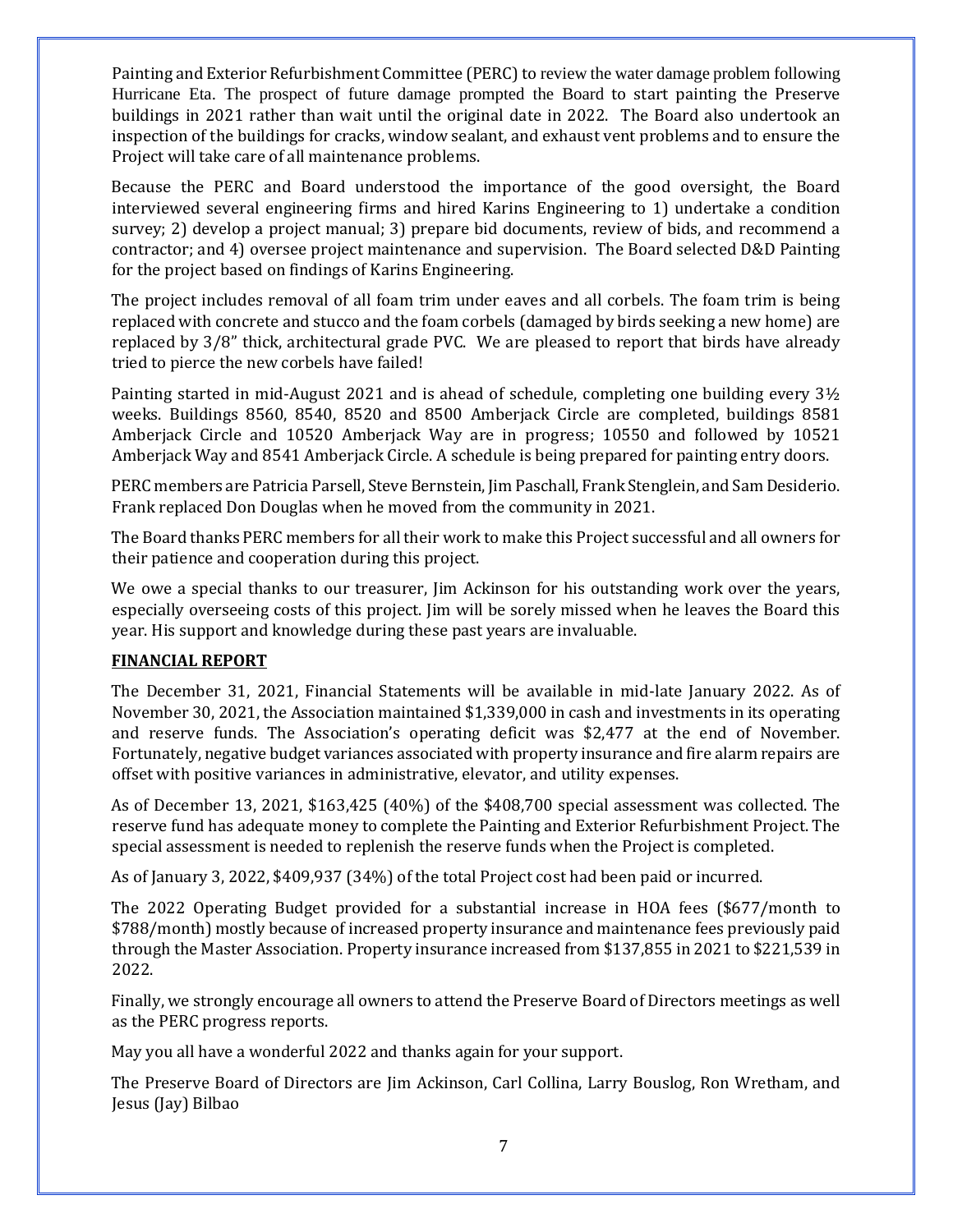Painting and Exterior Refurbishment Committee (PERC) to review the water damage problem following Hurricane Eta. The prospect of future damage prompted the Board to start painting the Preserve buildings in 2021 rather than wait until the original date in 2022. The Board also undertook an inspection of the buildings for cracks, window sealant, and exhaust vent problems and to ensure the Project will take care of all maintenance problems.

Because the PERC and Board understood the importance of the good oversight, the Board interviewed several engineering firms and hired Karins Engineering to 1) undertake a condition survey; 2) develop a project manual; 3) prepare bid documents, review of bids, and recommend a contractor; and 4) oversee project maintenance and supervision. The Board selected D&D Painting for the project based on findings of Karins Engineering.

The project includes removal of all foam trim under eaves and all corbels. The foam trim is being replaced with concrete and stucco and the foam corbels (damaged by birds seeking a new home) are replaced by 3/8" thick, architectural grade PVC. We are pleased to report that birds have already tried to pierce the new corbels have failed!

Painting started in mid-August 2021 and is ahead of schedule, completing one building every 3½ weeks. Buildings 8560, 8540, 8520 and 8500 Amberjack Circle are completed, buildings 8581 Amberjack Circle and 10520 Amberjack Way are in progress; 10550 and followed by 10521 Amberjack Way and 8541 Amberjack Circle. A schedule is being prepared for painting entry doors.

PERC members are Patricia Parsell, Steve Bernstein, Jim Paschall, Frank Stenglein, and Sam Desiderio. Frank replaced Don Douglas when he moved from the community in 2021.

The Board thanks PERC members for all their work to make this Project successful and all owners for their patience and cooperation during this project.

We owe a special thanks to our treasurer, Jim Ackinson for his outstanding work over the years, especially overseeing costs of this project. Jim will be sorely missed when he leaves the Board this year. His support and knowledge during these past years are invaluable.

## FINANCIAL REPORT

The December 31, 2021, Financial Statements will be available in mid-late January 2022. As of November 30, 2021, the Association maintained $1,339,000 in cash and investments in its operating and reserve funds. The Association's operating deficit was $2,477 at the end of November. Fortunately, negative budget variances associated with property insurance and fire alarm repairs are offset with positive variances in administrative, elevator, and utility expenses.

As of December 13, 2021, $163,425 (40%) of the $408,700 special assessment was collected. The reserve fund has adequate money to complete the Painting and Exterior Refurbishment Project. The special assessment is needed to replenish the reserve funds when the Project is completed.

As of January 3, 2022, $409,937 (34%) of the total Project cost had been paid or incurred.

The 2022 Operating Budget provided for a substantial increase in HOA fees ($677/month to $788/month) mostly because of increased property insurance and maintenance fees previously paid through the Master Association. Property insurance increased from $137,855 in 2021 to $221,539 in 2022.

Finally, we strongly encourage all owners to attend the Preserve Board of Directors meetings as well as the PERC progress reports.

May you all have a wonderful 2022 and thanks again for your support.

The Preserve Board of Directors are Jim Ackinson, Carl Collina, Larry Bouslog, Ron Wretham, and Jesus (Jay) Bilbao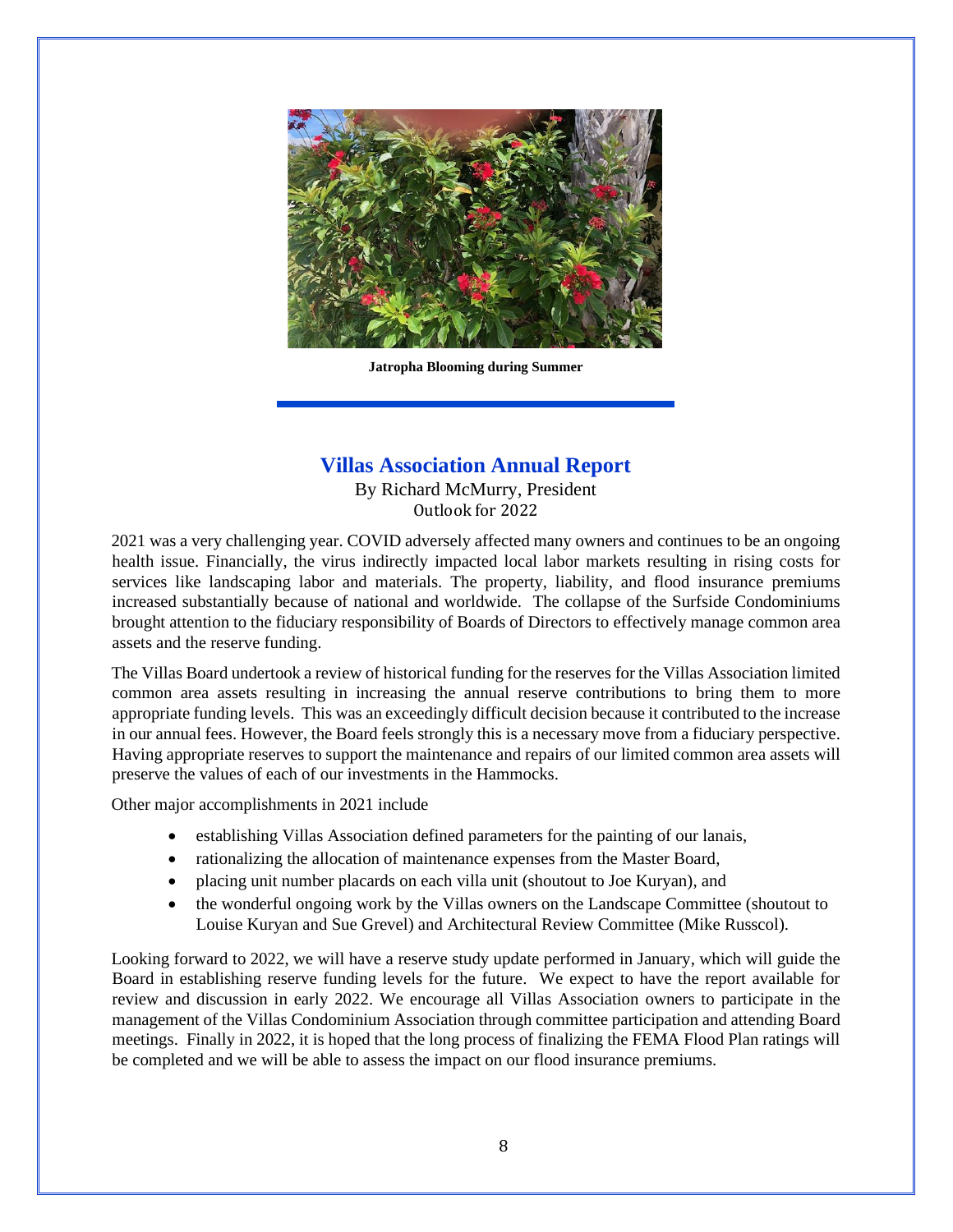**Jatropha Blooming during Summer**

## Villas Association Annual Report

By Richard McMurry, President

Outlook for 2022

2021 was a very challenging year. COVID adversely affected many owners and continues to be an ongoing health issue. Financially, the virus indirectly impacted local labor markets resulting in rising costs for services like landscaping labor and materials. The property, liability, and flood insurance premiums increased substantially because of national and worldwide. The collapse of the Surfside Condominiums brought attention to the fiduciary responsibility of Boards of Directors to effectively manage common area assets and the reserve funding.

The Villas Board undertook a review of historical funding for the reserves for the Villas Association limited common area assets resulting in increasing the annual reserve contributions to bring them to more appropriate funding levels. This was an exceedingly difficult decision because it contributed to the increase in our annual fees. However, the Board feels strongly this is a necessary move from a fiduciary perspective. Having appropriate reserves to support the maintenance and repairs of our limited common area assets will preserve the values of each of our investments in the Hammocks.

Other major accomplishments in 2021 include

- establishing Villas Association defined parameters for the painting of our lanais,
- rationalizing the allocation of maintenance expenses from the Master Board,
- placing unit number placards on each villa unit (shoutout to Joe Kuryan), and
- the wonderful ongoing work by the Villas owners on the Landscape Committee (shoutout to Louise Kuryan and Sue Grevel) and Architectural Review Committee (Mike Russcol).

Looking forward to 2022, we will have a reserve study update performed in January, which will guide the Board in establishing reserve funding levels for the future. We expect to have the report available for review and discussion in early 2022. We encourage all Villas Association owners to participate in the management of the Villas Condominium Association through committee participation and attending Board meetings. Finally in 2022, it is hoped that the long process of finalizing the FEMA Flood Plan ratings will be completed and we will be able to assess the impact on our flood insurance premiums.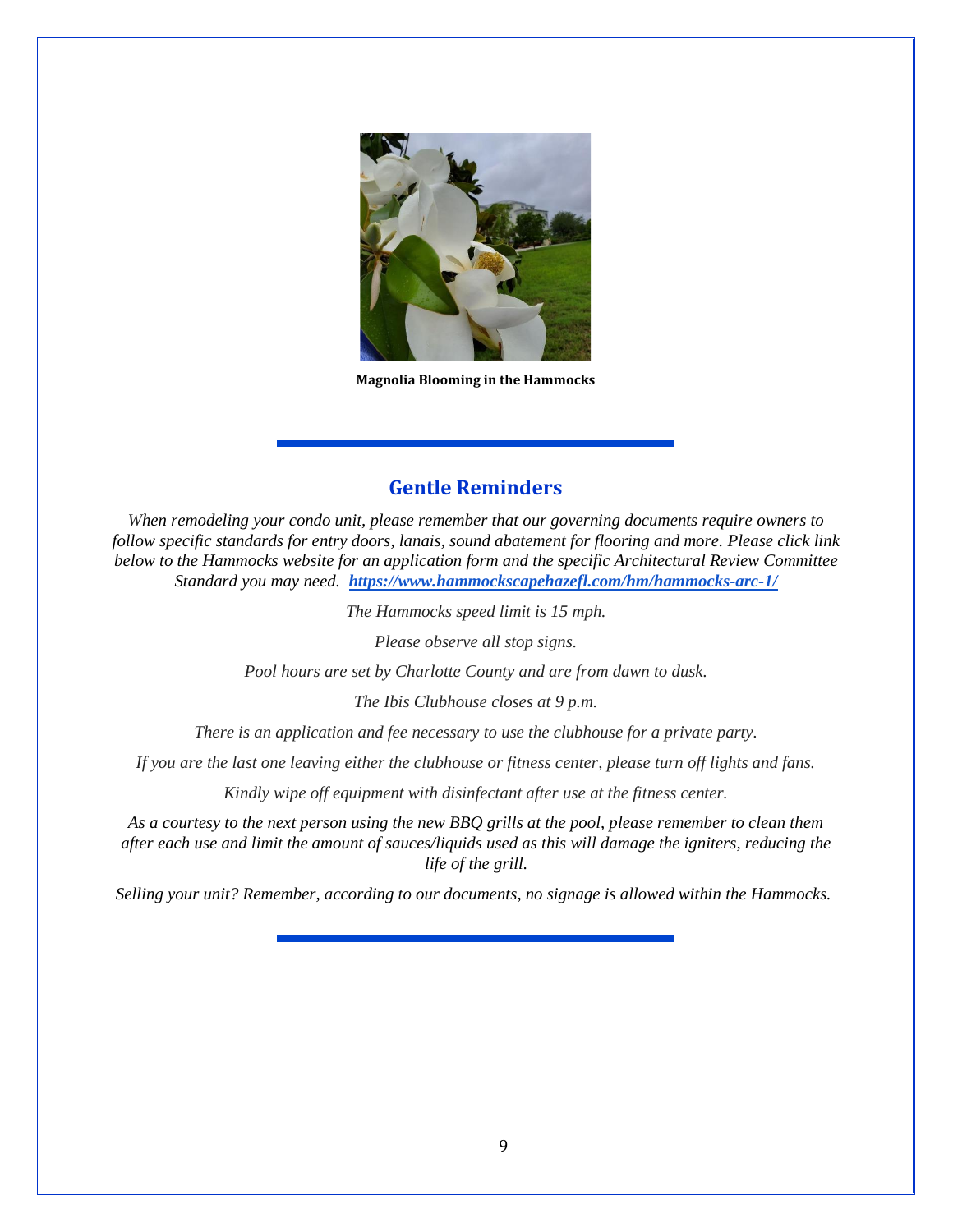**Magnolia Blooming in the Hammocks**

## Gentle Reminders

*When remodeling your condo unit, please remember that our governing documents require owners to follow specific standards for entry doors, lanais, sound abatement for flooring and more. Please click link below to the Hammocks website for an application form and the specific Architectural Review Committee Standard you may need.* ***https://www.hammockscapehazefl.com/hm/hammocks-arc-1/***

*The Hammocks speed limit is 15 mph.*

*Please observe all stop signs.*

*Pool hours are set by Charlotte County and are from dawn to dusk.*

*The Ibis Clubhouse closes at 9 p.m.*

*There is an application and fee necessary to use the clubhouse for a private party.*

*If you are the last one leaving either the clubhouse or fitness center, please turn off lights and fans.*

*Kindly wipe off equipment with disinfectant after use at the fitness center.*

*As a courtesy to the next person using the new BBQ grills at the pool, please remember to clean them after each use and limit the amount of sauces/liquids used as this will damage the igniters, reducing the life of the grill.*

*Selling your unit? Remember, according to our documents, no signage is allowed within the Hammocks.*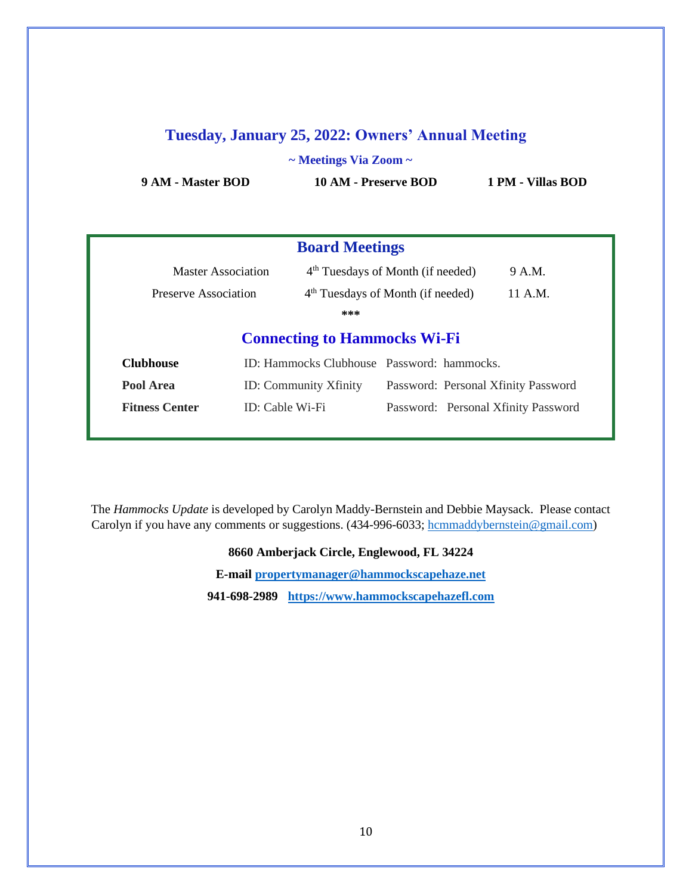## Tuesday, January 25, 2022: Owners' Annual Meeting

**~ Meetings Via Zoom ~**

| | | |
|---|---|---|
| **9 AM - Master BOD** | **10 AM - Preserve BOD** | **1 PM - Villas BOD** |

## Board Meetings

| | | |
|---|---|---|
| Master Association | 4th Tuesdays of Month (if needed) | 9 A.M. |
| Preserve Association | 4th Tuesdays of Month (if needed) | 11 A.M. |

***

## Connecting to Hammocks Wi-Fi

| | | |
|---|---|---|
| **Clubhouse** | ID: Hammocks Clubhouse | Password: hammocks. |
| **Pool Area** | ID: Community Xfinity | Password: Personal Xfinity Password |
| **Fitness Center** | ID: Cable Wi-Fi | Password: Personal Xfinity Password |

The *Hammocks Update* is developed by Carolyn Maddy-Bernstein and Debbie Maysack. Please contact Carolyn if you have any comments or suggestions. (434-996-6033; hcmmaddybernstein@gmail.com)

**8660 Amberjack Circle, Englewood, FL 34224**

**E-mail propertymanager@hammockscapehaze.net**

**941-698-2989 https://www.hammockscapehazefl.com**